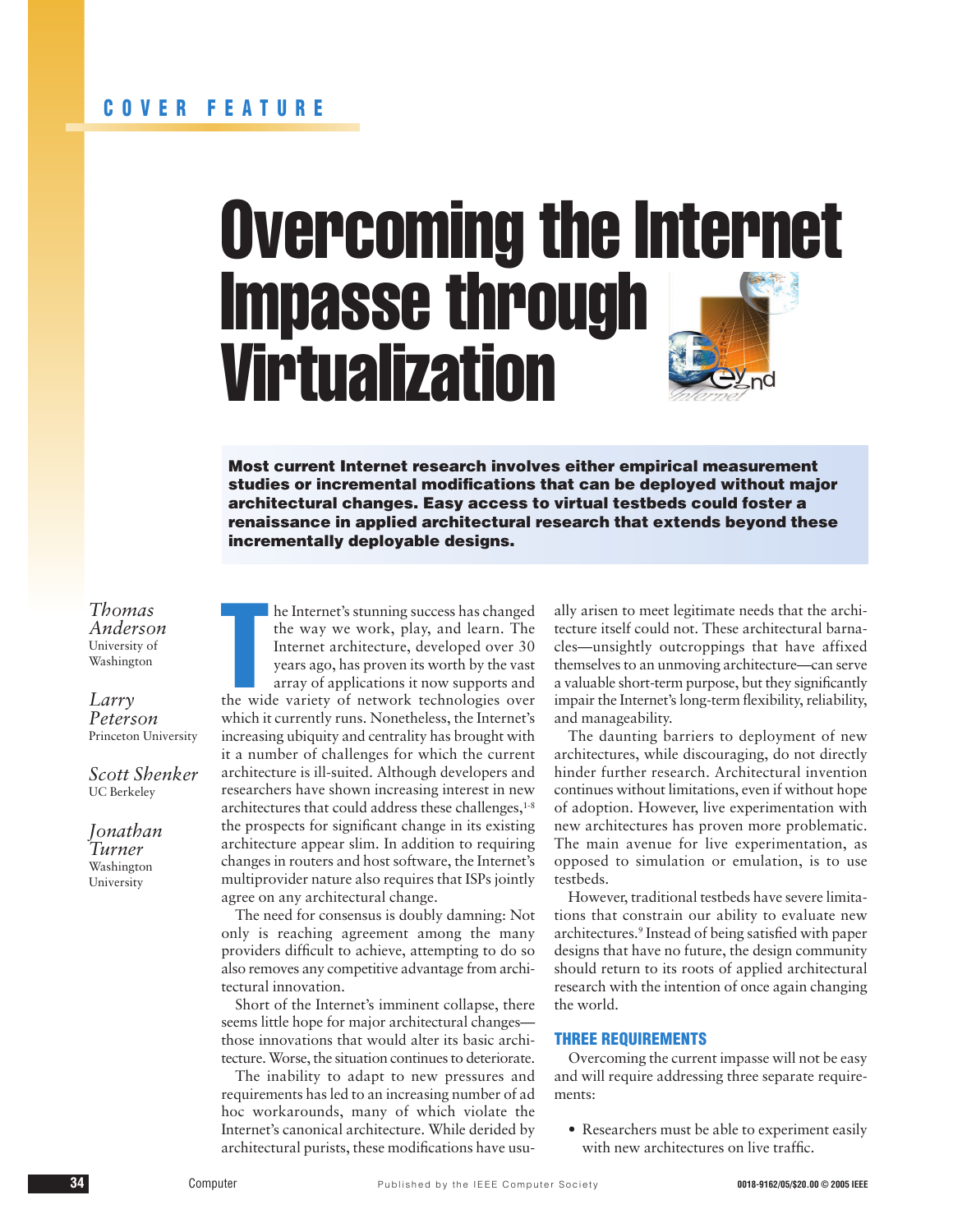COVER FEATURE

# Overcoming the Internet Impasse through Virtualization

**Most current Internet research involves either empirical measurement studies or incremental modifications that can be deployed without major architectural changes. Easy access to virtual testbeds could foster a renaissance in applied architectural research that extends beyond these incrementally deployable designs.**

*Thomas Anderson*
University of Washington

*Larry Peterson*
Princeton University

*Scott Shenker*
UC Berkeley

*Jonathan Turner*
Washington University

The Internet's stunning success has changed the way we work, play, and learn. The Internet architecture, developed over 30 years ago, has proven its worth by the vast array of applications it now supports and the wide variety of network technologies over which it currently runs. Nonetheless, the Internet's increasing ubiquity and centrality has brought with it a number of challenges for which the current architecture is ill-suited. Although developers and researchers have shown increasing interest in new architectures that could address these challenges,[1-8] the prospects for significant change in its existing architecture appear slim. In addition to requiring changes in routers and host software, the Internet's multiprovider nature also requires that ISPs jointly agree on any architectural change.

The need for consensus is doubly damning: Not only is reaching agreement among the many providers difficult to achieve, attempting to do so also removes any competitive advantage from architectural innovation.

Short of the Internet's imminent collapse, there seems little hope for major architectural changes—those innovations that would alter its basic architecture. Worse, the situation continues to deteriorate.

The inability to adapt to new pressures and requirements has led to an increasing number of ad hoc workarounds, many of which violate the Internet's canonical architecture. While derided by architectural purists, these modifications have usually arisen to meet legitimate needs that the architecture itself could not. These architectural barnacles—unsightly outcroppings that have affixed themselves to an unmoving architecture—can serve a valuable short-term purpose, but they significantly impair the Internet's long-term flexibility, reliability, and manageability.

The daunting barriers to deployment of new architectures, while discouraging, do not directly hinder further research. Architectural invention continues without limitations, even if without hope of adoption. However, live experimentation with new architectures has proven more problematic. The main avenue for live experimentation, as opposed to simulation or emulation, is to use testbeds.

However, traditional testbeds have severe limitations that constrain our ability to evaluate new architectures.[9] Instead of being satisfied with paper designs that have no future, the design community should return to its roots of applied architectural research with the intention of once again changing the world.

## THREE REQUIREMENTS

Overcoming the current impasse will not be easy and will require addressing three separate requirements:

- Researchers must be able to experiment easily with new architectures on live traffic.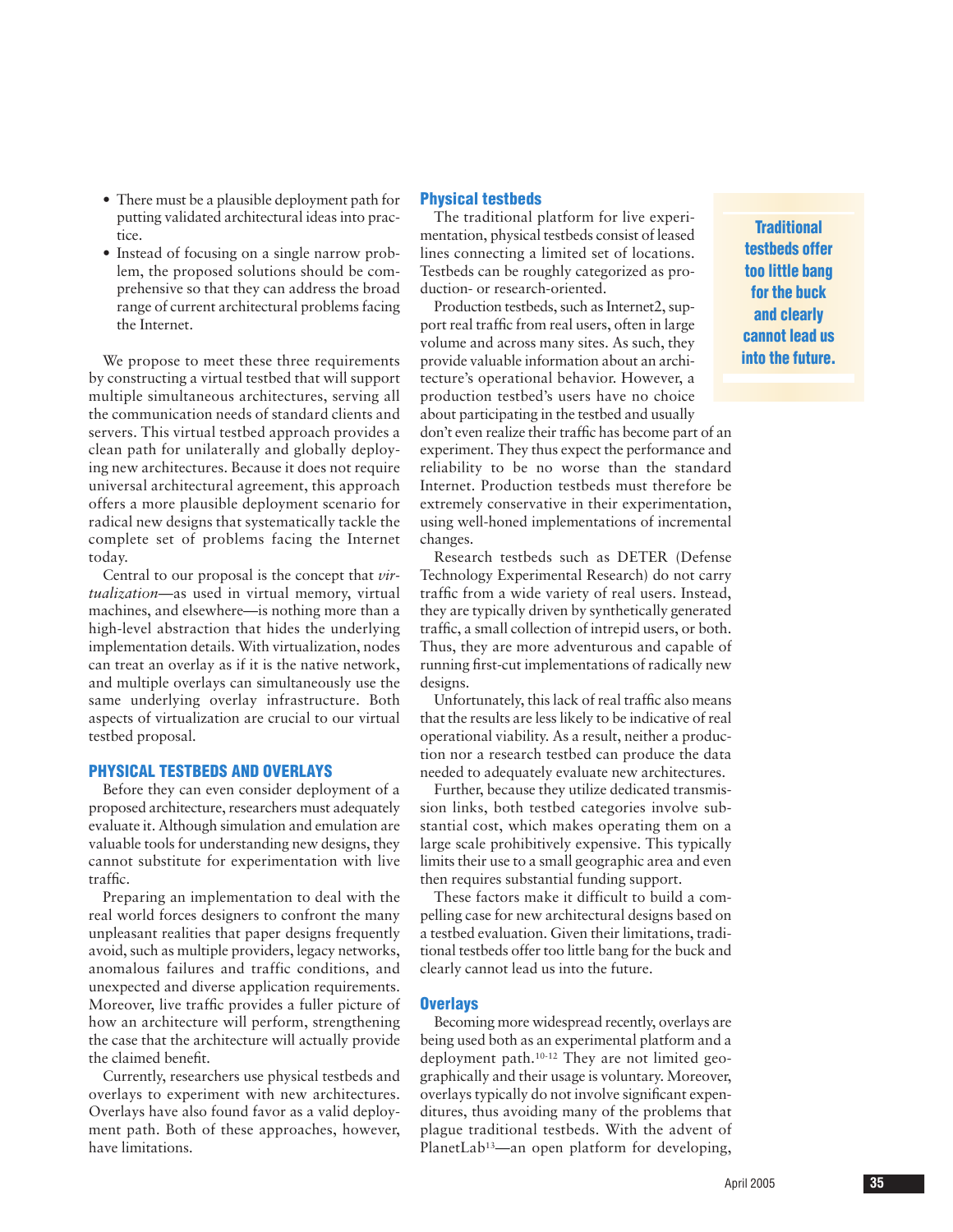- There must be a plausible deployment path for putting validated architectural ideas into practice.
- Instead of focusing on a single narrow problem, the proposed solutions should be comprehensive so that they can address the broad range of current architectural problems facing the Internet.

We propose to meet these three requirements by constructing a virtual testbed that will support multiple simultaneous architectures, serving all the communication needs of standard clients and servers. This virtual testbed approach provides a clean path for unilaterally and globally deploying new architectures. Because it does not require universal architectural agreement, this approach offers a more plausible deployment scenario for radical new designs that systematically tackle the complete set of problems facing the Internet today.

Central to our proposal is the concept that *virtualization*—as used in virtual memory, virtual machines, and elsewhere—is nothing more than a high-level abstraction that hides the underlying implementation details. With virtualization, nodes can treat an overlay as if it is the native network, and multiple overlays can simultaneously use the same underlying overlay infrastructure. Both aspects of virtualization are crucial to our virtual testbed proposal.

## PHYSICAL TESTBEDS AND OVERLAYS

Before they can even consider deployment of a proposed architecture, researchers must adequately evaluate it. Although simulation and emulation are valuable tools for understanding new designs, they cannot substitute for experimentation with live traffic.

Preparing an implementation to deal with the real world forces designers to confront the many unpleasant realities that paper designs frequently avoid, such as multiple providers, legacy networks, anomalous failures and traffic conditions, and unexpected and diverse application requirements. Moreover, live traffic provides a fuller picture of how an architecture will perform, strengthening the case that the architecture will actually provide the claimed benefit.

Currently, researchers use physical testbeds and overlays to experiment with new architectures. Overlays have also found favor as a valid deployment path. Both of these approaches, however, have limitations.

### Physical testbeds

The traditional platform for live experimentation, physical testbeds consist of leased lines connecting a limited set of locations. Testbeds can be roughly categorized as production- or research-oriented.

Production testbeds, such as Internet2, support real traffic from real users, often in large volume and across many sites. As such, they provide valuable information about an architecture's operational behavior. However, a production testbed's users have no choice about participating in the testbed and usually don't even realize their traffic has become part of an experiment. They thus expect the performance and reliability to be no worse than the standard Internet. Production testbeds must therefore be extremely conservative in their experimentation, using well-honed implementations of incremental changes.

Research testbeds such as DETER (Defense Technology Experimental Research) do not carry traffic from a wide variety of real users. Instead, they are typically driven by synthetically generated traffic, a small collection of intrepid users, or both. Thus, they are more adventurous and capable of running first-cut implementations of radically new designs.

Unfortunately, this lack of real traffic also means that the results are less likely to be indicative of real operational viability. As a result, neither a production nor a research testbed can produce the data needed to adequately evaluate new architectures.

Further, because they utilize dedicated transmission links, both testbed categories involve substantial cost, which makes operating them on a large scale prohibitively expensive. This typically limits their use to a small geographic area and even then requires substantial funding support.

These factors make it difficult to build a compelling case for new architectural designs based on a testbed evaluation. Given their limitations, traditional testbeds offer too little bang for the buck and clearly cannot lead us into the future.

**Traditional testbeds offer too little bang for the buck and clearly cannot lead us into the future.**

### Overlays

Becoming more widespread recently, overlays are being used both as an experimental platform and a deployment path.[10-12] They are not limited geographically and their usage is voluntary. Moreover, overlays typically do not involve significant expenditures, thus avoiding many of the problems that plague traditional testbeds. With the advent of PlanetLab[13]—an open platform for developing,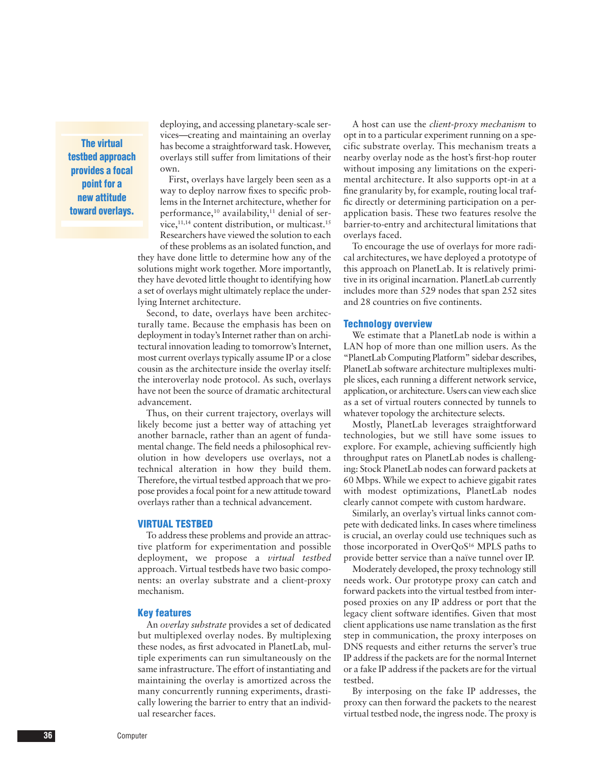deploying, and accessing planetary-scale services—creating and maintaining an overlay has become a straightforward task. However, overlays still suffer from limitations of their own.

First, overlays have largely been seen as a way to deploy narrow fixes to specific problems in the Internet architecture, whether for performance,[10] availability,[11] denial of service,[11,14] content distribution, or multicast.[15] Researchers have viewed the solution to each of these problems as an isolated function, and they have done little to determine how any of the solutions might work together. More importantly, they have devoted little thought to identifying how a set of overlays might ultimately replace the underlying Internet architecture.

Second, to date, overlays have been architecturally tame. Because the emphasis has been on deployment in today's Internet rather than on architectural innovation leading to tomorrow's Internet, most current overlays typically assume IP or a close cousin as the architecture inside the overlay itself: the interoverlay node protocol. As such, overlays have not been the source of dramatic architectural advancement.

Thus, on their current trajectory, overlays will likely become just a better way of attaching yet another barnacle, rather than an agent of fundamental change. The field needs a philosophical revolution in how developers use overlays, not a technical alteration in how they build them. Therefore, the virtual testbed approach that we propose provides a focal point for a new attitude toward overlays rather than a technical advancement.

> **The virtual testbed approach provides a focal point for a new attitude toward overlays.**

## VIRTUAL TESTBED

To address these problems and provide an attractive platform for experimentation and possible deployment, we propose a *virtual testbed* approach. Virtual testbeds have two basic components: an overlay substrate and a client-proxy mechanism.

### Key features

An *overlay substrate* provides a set of dedicated but multiplexed overlay nodes. By multiplexing these nodes, as first advocated in PlanetLab, multiple experiments can run simultaneously on the same infrastructure. The effort of instantiating and maintaining the overlay is amortized across the many concurrently running experiments, drastically lowering the barrier to entry that an individual researcher faces.

A host can use the *client-proxy mechanism* to opt in to a particular experiment running on a specific substrate overlay. This mechanism treats a nearby overlay node as the host's first-hop router without imposing any limitations on the experimental architecture. It also supports opt-in at a fine granularity by, for example, routing local traffic directly or determining participation on a per-application basis. These two features resolve the barrier-to-entry and architectural limitations that overlays faced.

To encourage the use of overlays for more radical architectures, we have deployed a prototype of this approach on PlanetLab. It is relatively primitive in its original incarnation. PlanetLab currently includes more than 529 nodes that span 252 sites and 28 countries on five continents.

### Technology overview

We estimate that a PlanetLab node is within a LAN hop of more than one million users. As the "PlanetLab Computing Platform" sidebar describes, PlanetLab software architecture multiplexes multiple slices, each running a different network service, application, or architecture. Users can view each slice as a set of virtual routers connected by tunnels to whatever topology the architecture selects.

Mostly, PlanetLab leverages straightforward technologies, but we still have some issues to explore. For example, achieving sufficiently high throughput rates on PlanetLab nodes is challenging: Stock PlanetLab nodes can forward packets at 60 Mbps. While we expect to achieve gigabit rates with modest optimizations, PlanetLab nodes clearly cannot compete with custom hardware.

Similarly, an overlay's virtual links cannot compete with dedicated links. In cases where timeliness is crucial, an overlay could use techniques such as those incorporated in OverQoS[16] MPLS paths to provide better service than a naïve tunnel over IP.

Moderately developed, the proxy technology still needs work. Our prototype proxy can catch and forward packets into the virtual testbed from interposed proxies on any IP address or port that the legacy client software identifies. Given that most client applications use name translation as the first step in communication, the proxy interposes on DNS requests and either returns the server's true IP address if the packets are for the normal Internet or a fake IP address if the packets are for the virtual testbed.

By interposing on the fake IP addresses, the proxy can then forward the packets to the nearest virtual testbed node, the ingress node. The proxy is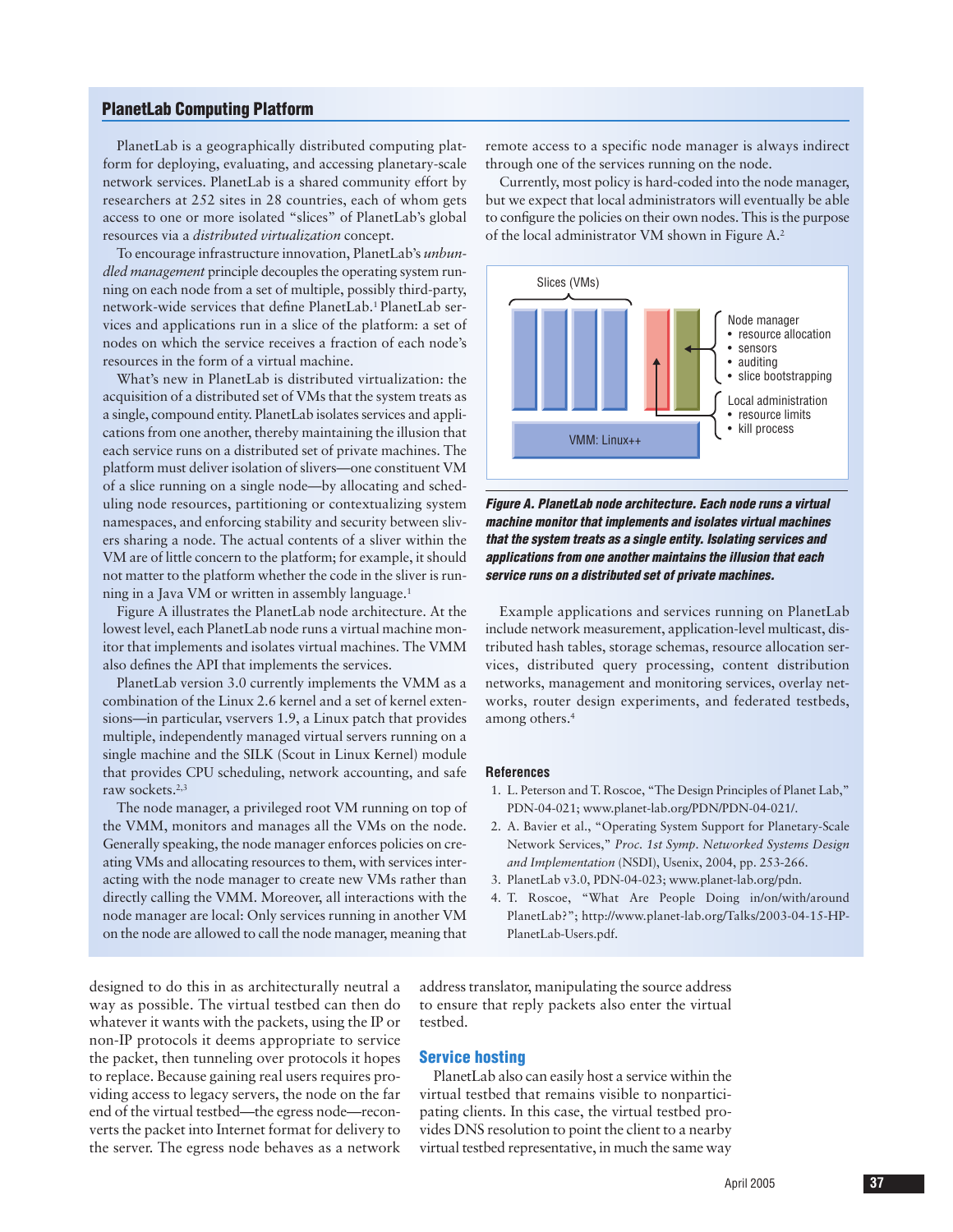## PlanetLab Computing Platform

PlanetLab is a geographically distributed computing platform for deploying, evaluating, and accessing planetary-scale network services. PlanetLab is a shared community effort by researchers at 252 sites in 28 countries, each of whom gets access to one or more isolated "slices" of PlanetLab's global resources via a *distributed virtualization* concept.

To encourage infrastructure innovation, PlanetLab's *unbundled management* principle decouples the operating system running on each node from a set of multiple, possibly third-party, network-wide services that define PlanetLab.[1] PlanetLab services and applications run in a slice of the platform: a set of nodes on which the service receives a fraction of each node's resources in the form of a virtual machine.

What's new in PlanetLab is distributed virtualization: the acquisition of a distributed set of VMs that the system treats as a single, compound entity. PlanetLab isolates services and applications from one another, thereby maintaining the illusion that each service runs on a distributed set of private machines. The platform must deliver isolation of slivers—one constituent VM of a slice running on a single node—by allocating and scheduling node resources, partitioning or contextualizing system namespaces, and enforcing stability and security between slivers sharing a node. The actual contents of a sliver within the VM are of little concern to the platform; for example, it should not matter to the platform whether the code in the sliver is running in a Java VM or written in assembly language.[1]

Figure A illustrates the PlanetLab node architecture. At the lowest level, each PlanetLab node runs a virtual machine monitor that implements and isolates virtual machines. The VMM also defines the API that implements the services.

PlanetLab version 3.0 currently implements the VMM as a combination of the Linux 2.6 kernel and a set of kernel extensions—in particular, vservers 1.9, a Linux patch that provides multiple, independently managed virtual servers running on a single machine and the SILK (Scout in Linux Kernel) module that provides CPU scheduling, network accounting, and safe raw sockets.[2,3]

The node manager, a privileged root VM running on top of the VMM, monitors and manages all the VMs on the node. Generally speaking, the node manager enforces policies on creating VMs and allocating resources to them, with services interacting with the node manager to create new VMs rather than directly calling the VMM. Moreover, all interactions with the node manager are local: Only services running in another VM on the node are allowed to call the node manager, meaning that remote access to a specific node manager is always indirect through one of the services running on the node.

Currently, most policy is hard-coded into the node manager, but we expect that local administrators will eventually be able to configure the policies on their own nodes. This is the purpose of the local administrator VM shown in Figure A.[2]

Slices (VMs)

Node manager
- resource allocation
- sensors
- auditing
- slice bootstrapping

Local administration
- resource limits
- kill process

VMM: Linux++

***Figure A. PlanetLab node architecture. Each node runs a virtual machine monitor that implements and isolates virtual machines that the system treats as a single entity. Isolating services and applications from one another maintains the illusion that each service runs on a distributed set of private machines.***

Example applications and services running on PlanetLab include network measurement, application-level multicast, distributed hash tables, storage schemas, resource allocation services, distributed query processing, content distribution networks, management and monitoring services, overlay networks, router design experiments, and federated testbeds, among others.[4]

### References

1. L. Peterson and T. Roscoe, "The Design Principles of Planet Lab," PDN-04-021; www.planet-lab.org/PDN/PDN-04-021/.
2. A. Bavier et al., "Operating System Support for Planetary-Scale Network Services," *Proc. 1st Symp. Networked Systems Design and Implementation* (NSDI), Usenix, 2004, pp. 253-266.
3. PlanetLab v3.0, PDN-04-023; www.planet-lab.org/pdn.
4. T. Roscoe, "What Are People Doing in/on/with/around PlanetLab?"; http://www.planet-lab.org/Talks/2003-04-15-HP-PlanetLab-Users.pdf.

designed to do this in as architecturally neutral a way as possible. The virtual testbed can then do whatever it wants with the packets, using the IP or non-IP protocols it deems appropriate to service the packet, then tunneling over protocols it hopes to replace. Because gaining real users requires providing access to legacy servers, the node on the far end of the virtual testbed—the egress node—reconverts the packet into Internet format for delivery to the server. The egress node behaves as a network address translator, manipulating the source address to ensure that reply packets also enter the virtual testbed.

## Service hosting

PlanetLab also can easily host a service within the virtual testbed that remains visible to nonparticipating clients. In this case, the virtual testbed provides DNS resolution to point the client to a nearby virtual testbed representative, in much the same way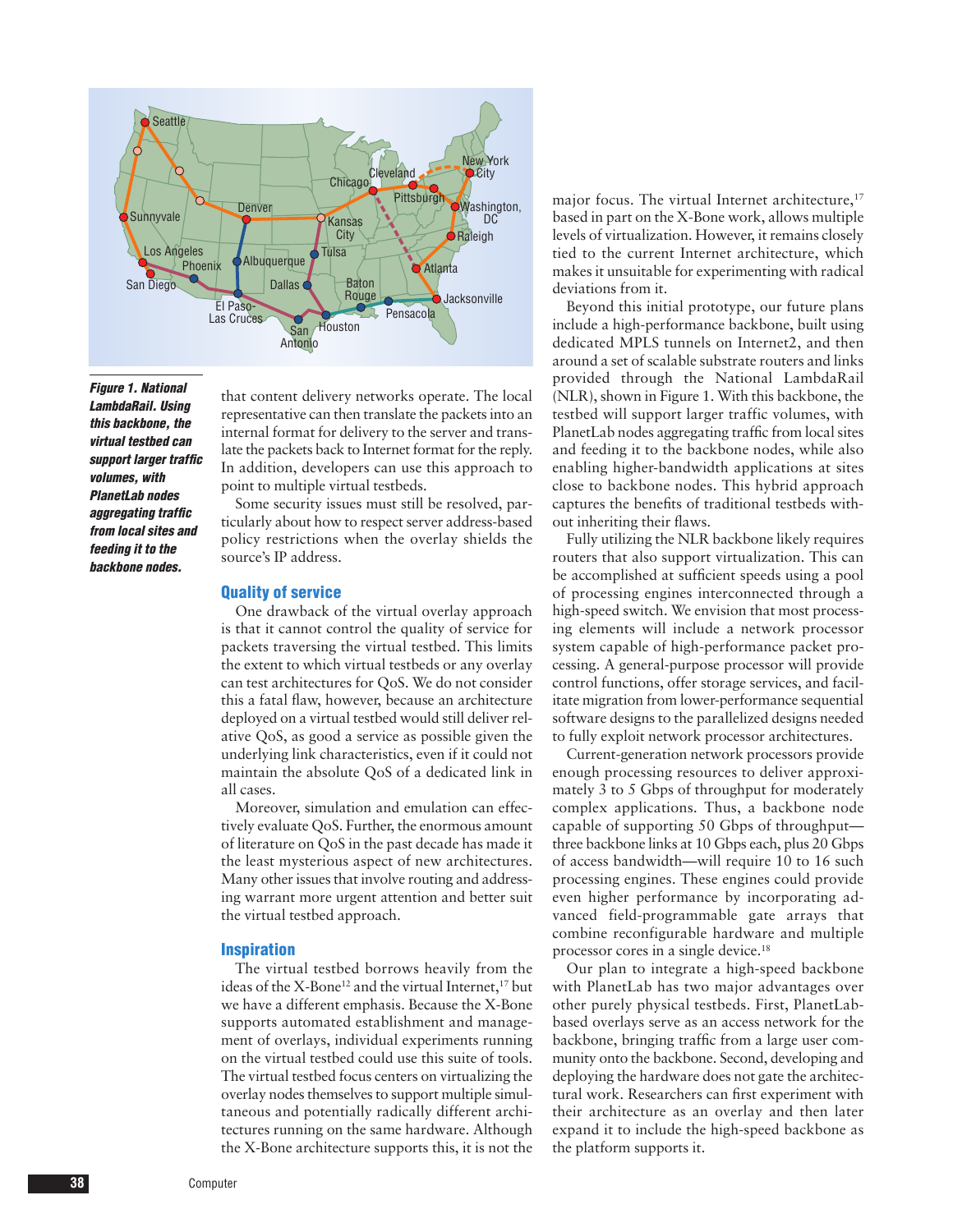*Figure 1. National LambdaRail. Using this backbone, the virtual testbed can support larger traffic volumes, with PlanetLab nodes aggregating traffic from local sites and feeding it to the backbone nodes.*

that content delivery networks operate. The local representative can then translate the packets into an internal format for delivery to the server and translate the packets back to Internet format for the reply. In addition, developers can use this approach to point to multiple virtual testbeds.

Some security issues must still be resolved, particularly about how to respect server address-based policy restrictions when the overlay shields the source's IP address.

## Quality of service

One drawback of the virtual overlay approach is that it cannot control the quality of service for packets traversing the virtual testbed. This limits the extent to which virtual testbeds or any overlay can test architectures for QoS. We do not consider this a fatal flaw, however, because an architecture deployed on a virtual testbed would still deliver relative QoS, as good a service as possible given the underlying link characteristics, even if it could not maintain the absolute QoS of a dedicated link in all cases.

Moreover, simulation and emulation can effectively evaluate QoS. Further, the enormous amount of literature on QoS in the past decade has made it the least mysterious aspect of new architectures. Many other issues that involve routing and addressing warrant more urgent attention and better suit the virtual testbed approach.

## Inspiration

The virtual testbed borrows heavily from the ideas of the X-Bone[12] and the virtual Internet,[17] but we have a different emphasis. Because the X-Bone supports automated establishment and management of overlays, individual experiments running on the virtual testbed could use this suite of tools. The virtual testbed focus centers on virtualizing the overlay nodes themselves to support multiple simultaneous and potentially radically different architectures running on the same hardware. Although the X-Bone architecture supports this, it is not the major focus. The virtual Internet architecture,[17] based in part on the X-Bone work, allows multiple levels of virtualization. However, it remains closely tied to the current Internet architecture, which makes it unsuitable for experimenting with radical deviations from it.

Beyond this initial prototype, our future plans include a high-performance backbone, built using dedicated MPLS tunnels on Internet2, and then around a set of scalable substrate routers and links provided through the National LambdaRail (NLR), shown in Figure 1. With this backbone, the testbed will support larger traffic volumes, with PlanetLab nodes aggregating traffic from local sites and feeding it to the backbone nodes, while also enabling higher-bandwidth applications at sites close to backbone nodes. This hybrid approach captures the benefits of traditional testbeds without inheriting their flaws.

Fully utilizing the NLR backbone likely requires routers that also support virtualization. This can be accomplished at sufficient speeds using a pool of processing engines interconnected through a high-speed switch. We envision that most processing elements will include a network processor system capable of high-performance packet processing. A general-purpose processor will provide control functions, offer storage services, and facilitate migration from lower-performance sequential software designs to the parallelized designs needed to fully exploit network processor architectures.

Current-generation network processors provide enough processing resources to deliver approximately 3 to 5 Gbps of throughput for moderately complex applications. Thus, a backbone node capable of supporting 50 Gbps of throughput—three backbone links at 10 Gbps each, plus 20 Gbps of access bandwidth—will require 10 to 16 such processing engines. These engines could provide even higher performance by incorporating advanced field-programmable gate arrays that combine reconfigurable hardware and multiple processor cores in a single device.[18]

Our plan to integrate a high-speed backbone with PlanetLab has two major advantages over other purely physical testbeds. First, PlanetLab-based overlays serve as an access network for the backbone, bringing traffic from a large user community onto the backbone. Second, developing and deploying the hardware does not gate the architectural work. Researchers can first experiment with their architecture as an overlay and then later expand it to include the high-speed backbone as the platform supports it.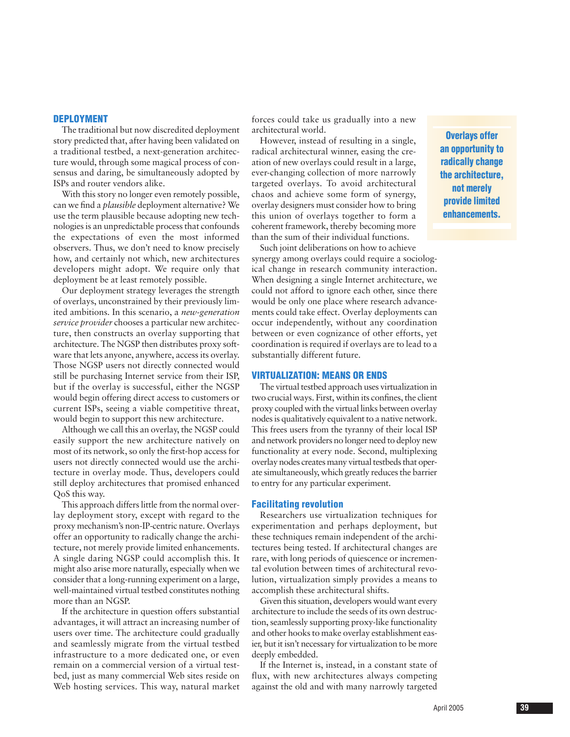## DEPLOYMENT

The traditional but now discredited deployment story predicted that, after having been validated on a traditional testbed, a next-generation architecture would, through some magical process of consensus and daring, be simultaneously adopted by ISPs and router vendors alike.

With this story no longer even remotely possible, can we find a *plausible* deployment alternative? We use the term plausible because adopting new technologies is an unpredictable process that confounds the expectations of even the most informed observers. Thus, we don't need to know precisely how, and certainly not which, new architectures developers might adopt. We require only that deployment be at least remotely possible.

Our deployment strategy leverages the strength of overlays, unconstrained by their previously limited ambitions. In this scenario, a *new-generation service provider* chooses a particular new architecture, then constructs an overlay supporting that architecture. The NGSP then distributes proxy software that lets anyone, anywhere, access its overlay. Those NGSP users not directly connected would still be purchasing Internet service from their ISP, but if the overlay is successful, either the NGSP would begin offering direct access to customers or current ISPs, seeing a viable competitive threat, would begin to support this new architecture.

Although we call this an overlay, the NGSP could easily support the new architecture natively on most of its network, so only the first-hop access for users not directly connected would use the architecture in overlay mode. Thus, developers could still deploy architectures that promised enhanced QoS this way.

This approach differs little from the normal overlay deployment story, except with regard to the proxy mechanism's non-IP-centric nature. Overlays offer an opportunity to radically change the architecture, not merely provide limited enhancements. A single daring NGSP could accomplish this. It might also arise more naturally, especially when we consider that a long-running experiment on a large, well-maintained virtual testbed constitutes nothing more than an NGSP.

If the architecture in question offers substantial advantages, it will attract an increasing number of users over time. The architecture could gradually and seamlessly migrate from the virtual testbed infrastructure to a more dedicated one, or even remain on a commercial version of a virtual testbed, just as many commercial Web sites reside on Web hosting services. This way, natural market forces could take us gradually into a new architectural world.

However, instead of resulting in a single, radical architectural winner, easing the creation of new overlays could result in a large, ever-changing collection of more narrowly targeted overlays. To avoid architectural chaos and achieve some form of synergy, overlay designers must consider how to bring this union of overlays together to form a coherent framework, thereby becoming more than the sum of their individual functions.

**Overlays offer an opportunity to radically change the architecture, not merely provide limited enhancements.**

Such joint deliberations on how to achieve synergy among overlays could require a sociological change in research community interaction. When designing a single Internet architecture, we could not afford to ignore each other, since there would be only one place where research advancements could take effect. Overlay deployments can occur independently, without any coordination between or even cognizance of other efforts, yet coordination is required if overlays are to lead to a substantially different future.

## VIRTUALIZATION: MEANS OR ENDS

The virtual testbed approach uses virtualization in two crucial ways. First, within its confines, the client proxy coupled with the virtual links between overlay nodes is qualitatively equivalent to a native network. This frees users from the tyranny of their local ISP and network providers no longer need to deploy new functionality at every node. Second, multiplexing overlay nodes creates many virtual testbeds that operate simultaneously, which greatly reduces the barrier to entry for any particular experiment.

### Facilitating revolution

Researchers use virtualization techniques for experimentation and perhaps deployment, but these techniques remain independent of the architectures being tested. If architectural changes are rare, with long periods of quiescence or incremental evolution between times of architectural revolution, virtualization simply provides a means to accomplish these architectural shifts.

Given this situation, developers would want every architecture to include the seeds of its own destruction, seamlessly supporting proxy-like functionality and other hooks to make overlay establishment easier, but it isn't necessary for virtualization to be more deeply embedded.

If the Internet is, instead, in a constant state of flux, with new architectures always competing against the old and with many narrowly targeted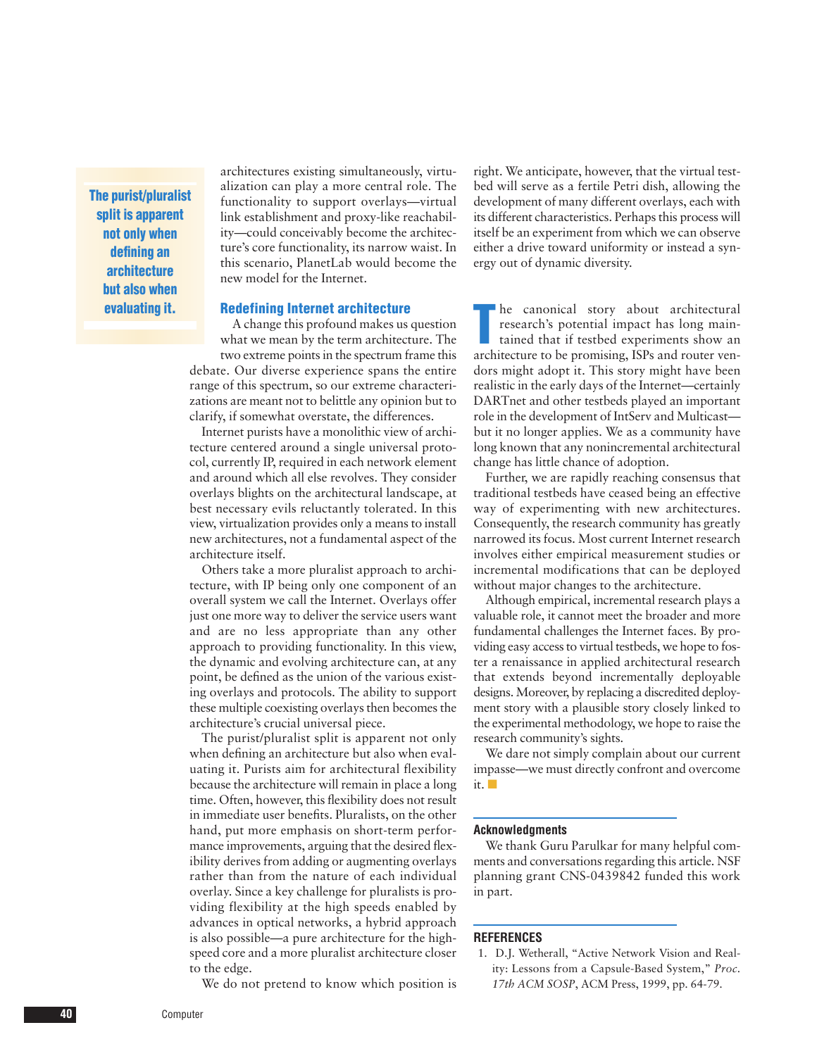architectures existing simultaneously, virtualization can play a more central role. The functionality to support overlays—virtual link establishment and proxy-like reachability—could conceivably become the architecture's core functionality, its narrow waist. In this scenario, PlanetLab would become the new model for the Internet.

> The purist/pluralist split is apparent not only when defining an architecture but also when evaluating it.

## Redefining Internet architecture

A change this profound makes us question what we mean by the term architecture. The two extreme points in the spectrum frame this debate. Our diverse experience spans the entire range of this spectrum, so our extreme characterizations are meant not to belittle any opinion but to clarify, if somewhat overstate, the differences.

Internet purists have a monolithic view of architecture centered around a single universal protocol, currently IP, required in each network element and around which all else revolves. They consider overlays blights on the architectural landscape, at best necessary evils reluctantly tolerated. In this view, virtualization provides only a means to install new architectures, not a fundamental aspect of the architecture itself.

Others take a more pluralist approach to architecture, with IP being only one component of an overall system we call the Internet. Overlays offer just one more way to deliver the service users want and are no less appropriate than any other approach to providing functionality. In this view, the dynamic and evolving architecture can, at any point, be defined as the union of the various existing overlays and protocols. The ability to support these multiple coexisting overlays then becomes the architecture's crucial universal piece.

The purist/pluralist split is apparent not only when defining an architecture but also when evaluating it. Purists aim for architectural flexibility because the architecture will remain in place a long time. Often, however, this flexibility does not result in immediate user benefits. Pluralists, on the other hand, put more emphasis on short-term performance improvements, arguing that the desired flexibility derives from adding or augmenting overlays rather than from the nature of each individual overlay. Since a key challenge for pluralists is providing flexibility at the high speeds enabled by advances in optical networks, a hybrid approach is also possible—a pure architecture for the high-speed core and a more pluralist architecture closer to the edge.

We do not pretend to know which position is right. We anticipate, however, that the virtual testbed will serve as a fertile Petri dish, allowing the development of many different overlays, each with its different characteristics. Perhaps this process will itself be an experiment from which we can observe either a drive toward uniformity or instead a synergy out of dynamic diversity.

The canonical story about architectural research's potential impact has long maintained that if testbed experiments show an architecture to be promising, ISPs and router vendors might adopt it. This story might have been realistic in the early days of the Internet—certainly DARTnet and other testbeds played an important role in the development of IntServ and Multicast—but it no longer applies. We as a community have long known that any nonincremental architectural change has little chance of adoption.

Further, we are rapidly reaching consensus that traditional testbeds have ceased being an effective way of experimenting with new architectures. Consequently, the research community has greatly narrowed its focus. Most current Internet research involves either empirical measurement studies or incremental modifications that can be deployed without major changes to the architecture.

Although empirical, incremental research plays a valuable role, it cannot meet the broader and more fundamental challenges the Internet faces. By providing easy access to virtual testbeds, we hope to foster a renaissance in applied architectural research that extends beyond incrementally deployable designs. Moreover, by replacing a discredited deployment story with a plausible story closely linked to the experimental methodology, we hope to raise the research community's sights.

We dare not simply complain about our current impasse—we must directly confront and overcome it. ■

## Acknowledgments

We thank Guru Parulkar for many helpful comments and conversations regarding this article. NSF planning grant CNS-0439842 funded this work in part.

## REFERENCES

1. D.J. Wetherall, "Active Network Vision and Reality: Lessons from a Capsule-Based System," *Proc. 17th ACM SOSP*, ACM Press, 1999, pp. 64-79.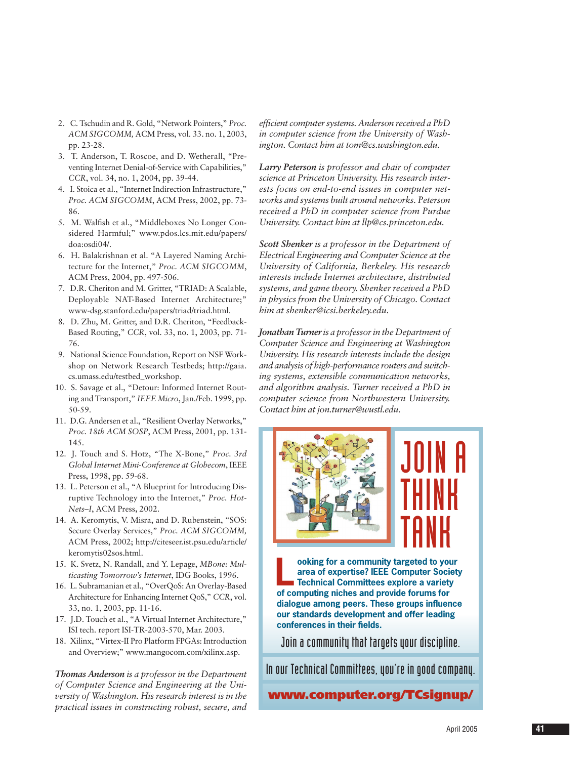2. C. Tschudin and R. Gold, "Network Pointers," *Proc. ACM SIGCOMM,* ACM Press, vol. 33. no. 1, 2003, pp. 23-28.
3. T. Anderson, T. Roscoe, and D. Wetherall, "Preventing Internet Denial-of-Service with Capabilities," *CCR*, vol. 34, no. 1, 2004, pp. 39-44.
4. I. Stoica et al., "Internet Indirection Infrastructure," *Proc. ACM SIGCOMM*, ACM Press, 2002, pp. 73-86.
5. M. Walfish et al., "Middleboxes No Longer Considered Harmful;" www.pdos.lcs.mit.edu/papers/doa:osdi04/.
6. H. Balakrishnan et al. "A Layered Naming Architecture for the Internet," *Proc. ACM SIGCOMM*, ACM Press, 2004, pp. 497-506.
7. D.R. Cheriton and M. Gritter, "TRIAD: A Scalable, Deployable NAT-Based Internet Architecture;" www-dsg.stanford.edu/papers/triad/triad.html.
8. D. Zhu, M. Gritter, and D.R. Cheriton, "Feedback-Based Routing," *CCR*, vol. 33, no. 1, 2003, pp. 71-76.
9. National Science Foundation, Report on NSF Workshop on Network Research Testbeds; http://gaia.cs.umass.edu/testbed_workshop.
10. S. Savage et al., "Detour: Informed Internet Routing and Transport," *IEEE Micro*, Jan./Feb. 1999, pp. 50-59.
11. D.G. Andersen et al., "Resilient Overlay Networks," *Proc. 18th ACM SOSP*, ACM Press, 2001, pp. 131-145.
12. J. Touch and S. Hotz, "The X-Bone," *Proc. 3rd Global Internet Mini-Conference at Globecom*, IEEE Press, 1998, pp. 59-68.
13. L. Peterson et al., "A Blueprint for Introducing Disruptive Technology into the Internet," *Proc. HotNets–I*, ACM Press, 2002.
14. A. Keromytis, V. Misra, and D. Rubenstein, "SOS: Secure Overlay Services," *Proc. ACM SIGCOMM,* ACM Press, 2002; http://citeseer.ist.psu.edu/article/keromytis02sos.html.
15. K. Svetz, N. Randall, and Y. Lepage, *MBone: Multicasting Tomorrow's Internet*, IDG Books, 1996.
16. L. Subramanian et al., "OverQoS: An Overlay-Based Architecture for Enhancing Internet QoS," *CCR*, vol. 33, no. 1, 2003, pp. 11-16.
17. J.D. Touch et al., "A Virtual Internet Architecture," ISI tech. report ISI-TR-2003-570, Mar. 2003.
18. Xilinx, "Virtex-II Pro Platform FPGAs: Introduction and Overview;" www.mangocom.com/xilinx.asp.

***Thomas Anderson*** *is a professor in the Department of Computer Science and Engineering at the University of Washington. His research interest is in the practical issues in constructing robust, secure, and efficient computer systems. Anderson received a PhD in computer science from the University of Washington. Contact him at tom@cs.washington.edu.*

***Larry Peterson*** *is professor and chair of computer science at Princeton University. His research interests focus on end-to-end issues in computer networks and systems built around networks. Peterson received a PhD in computer science from Purdue University. Contact him at llp@cs.princeton.edu.*

***Scott Shenker*** *is a professor in the Department of Electrical Engineering and Computer Science at the University of California, Berkeley. His research interests include Internet architecture, distributed systems, and game theory. Shenker received a PhD in physics from the University of Chicago. Contact him at shenker@icsi.berkeley.edu.*

***Jonathan Turner*** *is a professor in the Department of Computer Science and Engineering at Washington University. His research interests include the design and analysis of high-performance routers and switching systems, extensible communication networks, and algorithm analysis. Turner received a PhD in computer science from Northwestern University. Contact him at jon.turner@wustl.edu.*

# JOIN A THINK TANK

**Looking for a community targeted to your area of expertise? IEEE Computer Society Technical Committees explore a variety of computing niches and provide forums for dialogue among peers. These groups influence our standards development and offer leading conferences in their fields.**

Join a community that targets your discipline.

In our Technical Committees, you're in good company.

**www.computer.org/TCsignup/**